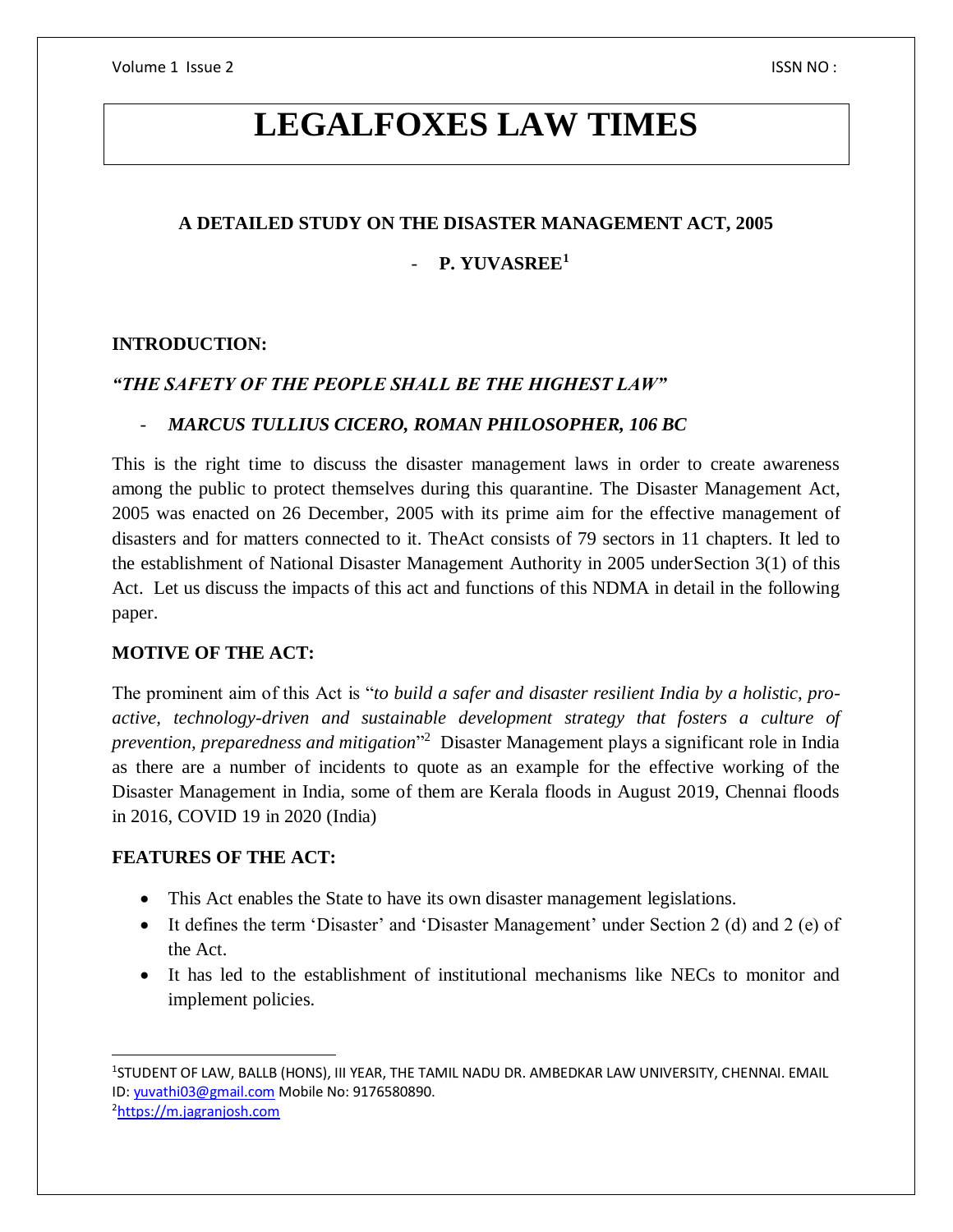# LEGALFOXES LAW TIMES

## A DETAILED STUDY ON THE DISASTER MANAGEMENT ACT, 2005

- **P. YUVASREE**[1]

### INTRODUCTION:

***"THE SAFETY OF THE PEOPLE SHALL BE THE HIGHEST LAW"***

- ***MARCUS TULLIUS CICERO, ROMAN PHILOSOPHER, 106 BC***

This is the right time to discuss the disaster management laws in order to create awareness among the public to protect themselves during this quarantine. The Disaster Management Act, 2005 was enacted on 26 December, 2005 with its prime aim for the effective management of disasters and for matters connected to it. TheAct consists of 79 sectors in 11 chapters. It led to the establishment of National Disaster Management Authority in 2005 underSection 3(1) of this Act. Let us discuss the impacts of this act and functions of this NDMA in detail in the following paper.

### MOTIVE OF THE ACT:

The prominent aim of this Act is "*to build a safer and disaster resilient India by a holistic, pro-active, technology-driven and sustainable development strategy that fosters a culture of prevention, preparedness and mitigation*"[2] Disaster Management plays a significant role in India as there are a number of incidents to quote as an example for the effective working of the Disaster Management in India, some of them are Kerala floods in August 2019, Chennai floods in 2016, COVID 19 in 2020 (India)

### FEATURES OF THE ACT:

- This Act enables the State to have its own disaster management legislations.
- It defines the term 'Disaster' and 'Disaster Management' under Section 2 (d) and 2 (e) of the Act.
- It has led to the establishment of institutional mechanisms like NECs to monitor and implement policies.

---

[1] STUDENT OF LAW, BALLB (HONS), III YEAR, THE TAMIL NADU DR. AMBEDKAR LAW UNIVERSITY, CHENNAI. EMAIL ID: yuvathi03@gmail.com Mobile No: 9176580890.

[2] https://m.jagranjosh.com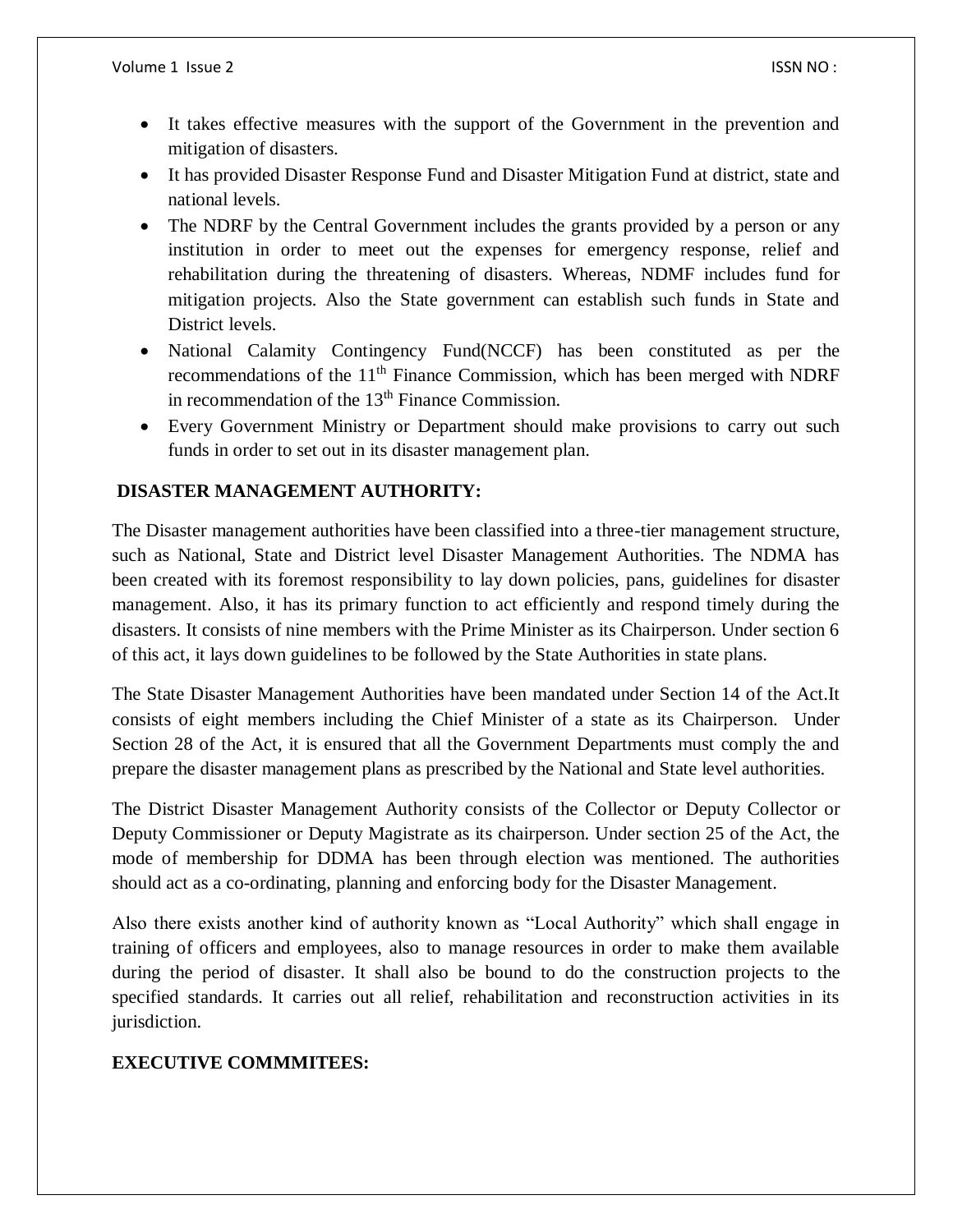- It takes effective measures with the support of the Government in the prevention and mitigation of disasters.
- It has provided Disaster Response Fund and Disaster Mitigation Fund at district, state and national levels.
- The NDRF by the Central Government includes the grants provided by a person or any institution in order to meet out the expenses for emergency response, relief and rehabilitation during the threatening of disasters. Whereas, NDMF includes fund for mitigation projects. Also the State government can establish such funds in State and District levels.
- National Calamity Contingency Fund(NCCF) has been constituted as per the recommendations of the 11th Finance Commission, which has been merged with NDRF in recommendation of the 13th Finance Commission.
- Every Government Ministry or Department should make provisions to carry out such funds in order to set out in its disaster management plan.

**DISASTER MANAGEMENT AUTHORITY:**

The Disaster management authorities have been classified into a three-tier management structure, such as National, State and District level Disaster Management Authorities. The NDMA has been created with its foremost responsibility to lay down policies, pans, guidelines for disaster management. Also, it has its primary function to act efficiently and respond timely during the disasters. It consists of nine members with the Prime Minister as its Chairperson. Under section 6 of this act, it lays down guidelines to be followed by the State Authorities in state plans.

The State Disaster Management Authorities have been mandated under Section 14 of the Act.It consists of eight members including the Chief Minister of a state as its Chairperson. Under Section 28 of the Act, it is ensured that all the Government Departments must comply the and prepare the disaster management plans as prescribed by the National and State level authorities.

The District Disaster Management Authority consists of the Collector or Deputy Collector or Deputy Commissioner or Deputy Magistrate as its chairperson. Under section 25 of the Act, the mode of membership for DDMA has been through election was mentioned. The authorities should act as a co-ordinating, planning and enforcing body for the Disaster Management.

Also there exists another kind of authority known as "Local Authority" which shall engage in training of officers and employees, also to manage resources in order to make them available during the period of disaster. It shall also be bound to do the construction projects to the specified standards. It carries out all relief, rehabilitation and reconstruction activities in its jurisdiction.

**EXECUTIVE COMMMITEES:**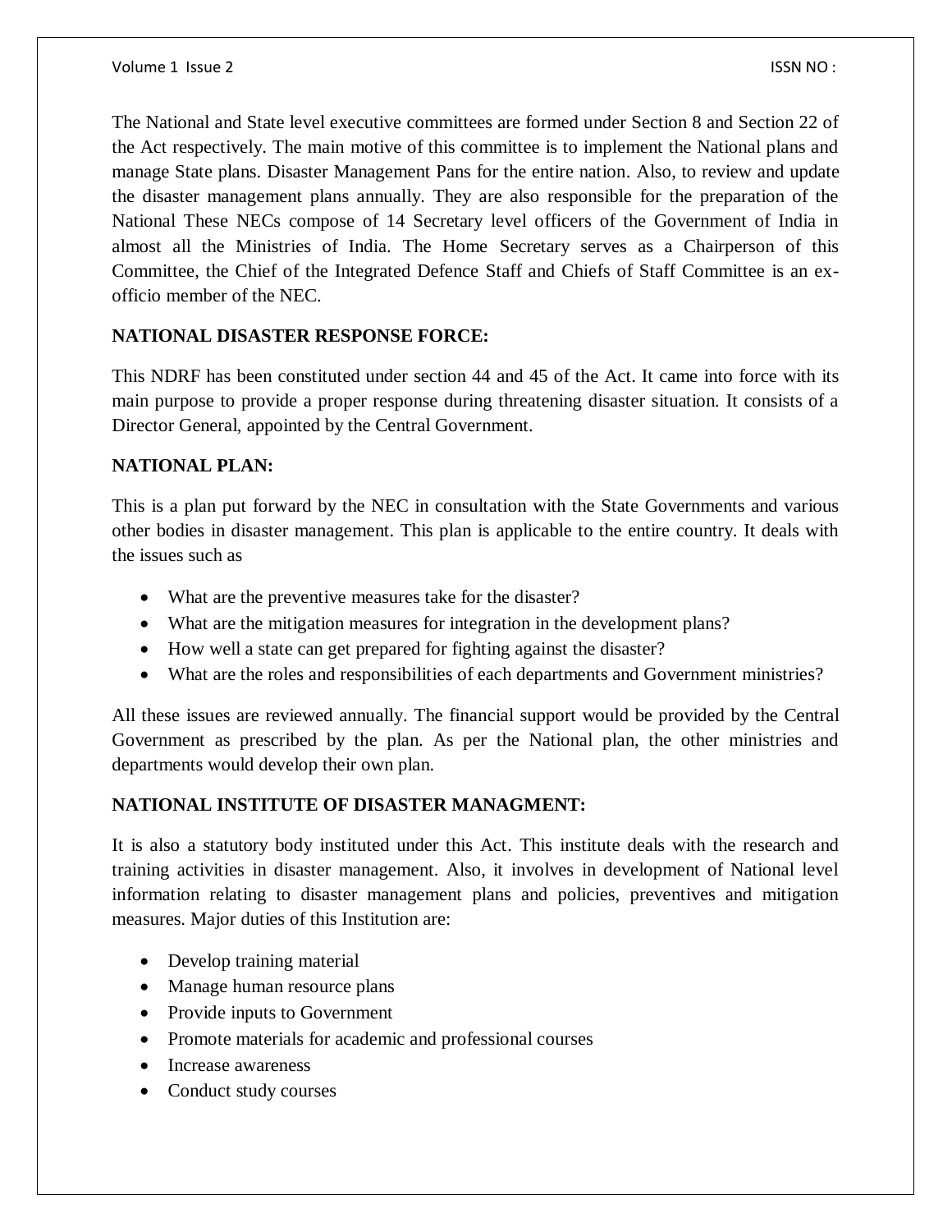The National and State level executive committees are formed under Section 8 and Section 22 of the Act respectively. The main motive of this committee is to implement the National plans and manage State plans. Disaster Management Pans for the entire nation. Also, to review and update the disaster management plans annually. They are also responsible for the preparation of the National These NECs compose of 14 Secretary level officers of the Government of India in almost all the Ministries of India. The Home Secretary serves as a Chairperson of this Committee, the Chief of the Integrated Defence Staff and Chiefs of Staff Committee is an ex-officio member of the NEC.

**NATIONAL DISASTER RESPONSE FORCE:**

This NDRF has been constituted under section 44 and 45 of the Act. It came into force with its main purpose to provide a proper response during threatening disaster situation. It consists of a Director General, appointed by the Central Government.

**NATIONAL PLAN:**

This is a plan put forward by the NEC in consultation with the State Governments and various other bodies in disaster management. This plan is applicable to the entire country. It deals with the issues such as

- What are the preventive measures take for the disaster?
- What are the mitigation measures for integration in the development plans?
- How well a state can get prepared for fighting against the disaster?
- What are the roles and responsibilities of each departments and Government ministries?

All these issues are reviewed annually. The financial support would be provided by the Central Government as prescribed by the plan. As per the National plan, the other ministries and departments would develop their own plan.

**NATIONAL INSTITUTE OF DISASTER MANAGMENT:**

It is also a statutory body instituted under this Act. This institute deals with the research and training activities in disaster management. Also, it involves in development of National level information relating to disaster management plans and policies, preventives and mitigation measures. Major duties of this Institution are:

- Develop training material
- Manage human resource plans
- Provide inputs to Government
- Promote materials for academic and professional courses
- Increase awareness
- Conduct study courses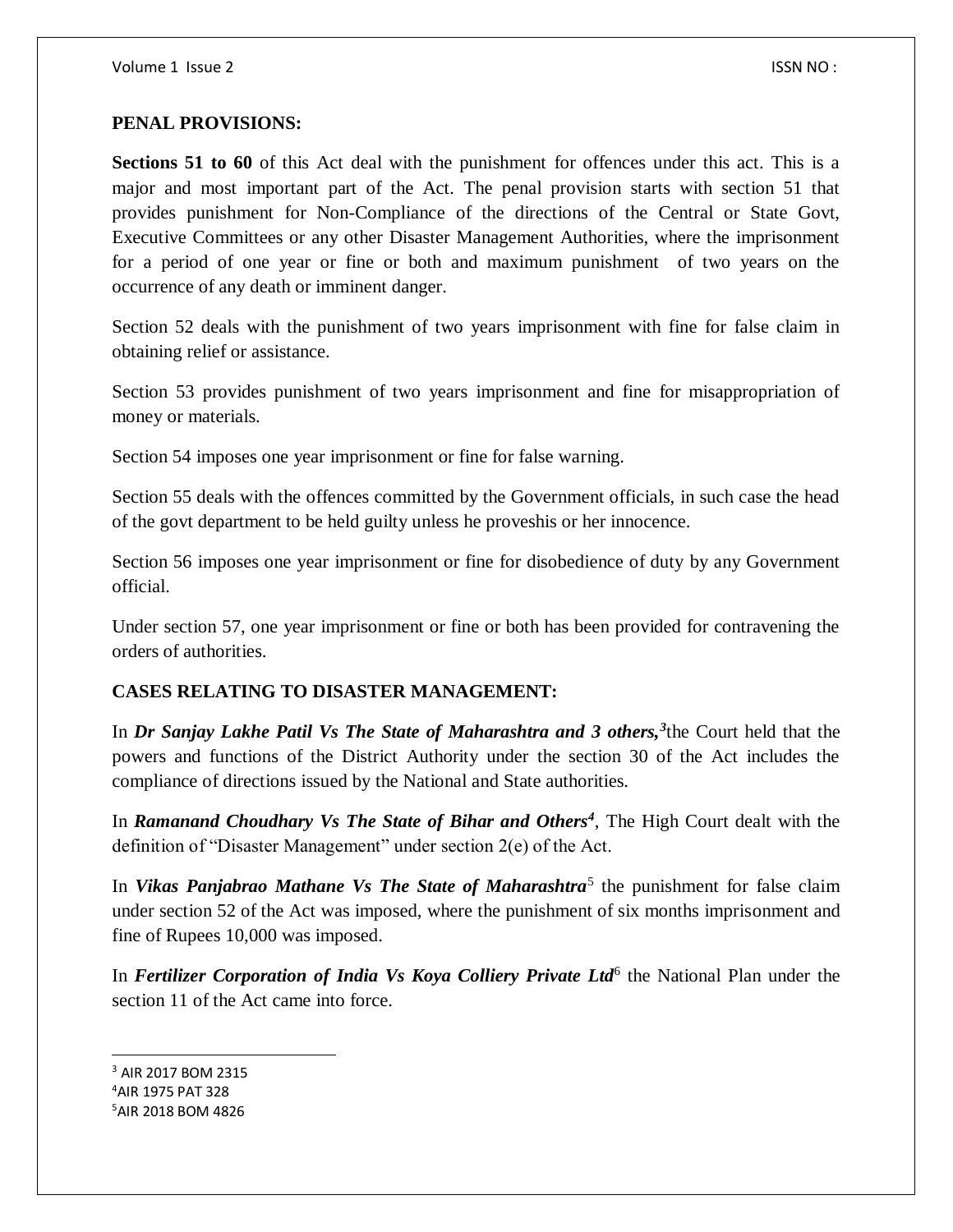**PENAL PROVISIONS:**

**Sections 51 to 60** of this Act deal with the punishment for offences under this act. This is a major and most important part of the Act. The penal provision starts with section 51 that provides punishment for Non-Compliance of the directions of the Central or State Govt, Executive Committees or any other Disaster Management Authorities, where the imprisonment for a period of one year or fine or both and maximum punishment of two years on the occurrence of any death or imminent danger.

Section 52 deals with the punishment of two years imprisonment with fine for false claim in obtaining relief or assistance.

Section 53 provides punishment of two years imprisonment and fine for misappropriation of money or materials.

Section 54 imposes one year imprisonment or fine for false warning.

Section 55 deals with the offences committed by the Government officials, in such case the head of the govt department to be held guilty unless he proveshis or her innocence.

Section 56 imposes one year imprisonment or fine for disobedience of duty by any Government official.

Under section 57, one year imprisonment or fine or both has been provided for contravening the orders of authorities.

**CASES RELATING TO DISASTER MANAGEMENT:**

In ***Dr Sanjay Lakhe Patil Vs The State of Maharashtra and 3 others,***[3]the Court held that the powers and functions of the District Authority under the section 30 of the Act includes the compliance of directions issued by the National and State authorities.

In ***Ramanand Choudhary Vs The State of Bihar and Others***[4], The High Court dealt with the definition of "Disaster Management" under section 2(e) of the Act.

In ***Vikas Panjabrao Mathane Vs The State of Maharashtra***[5] the punishment for false claim under section 52 of the Act was imposed, where the punishment of six months imprisonment and fine of Rupees 10,000 was imposed.

In ***Fertilizer Corporation of India Vs Koya Colliery Private Ltd***[6] the National Plan under the section 11 of the Act came into force.

---

[3] AIR 2017 BOM 2315

[4] AIR 1975 PAT 328

[5] AIR 2018 BOM 4826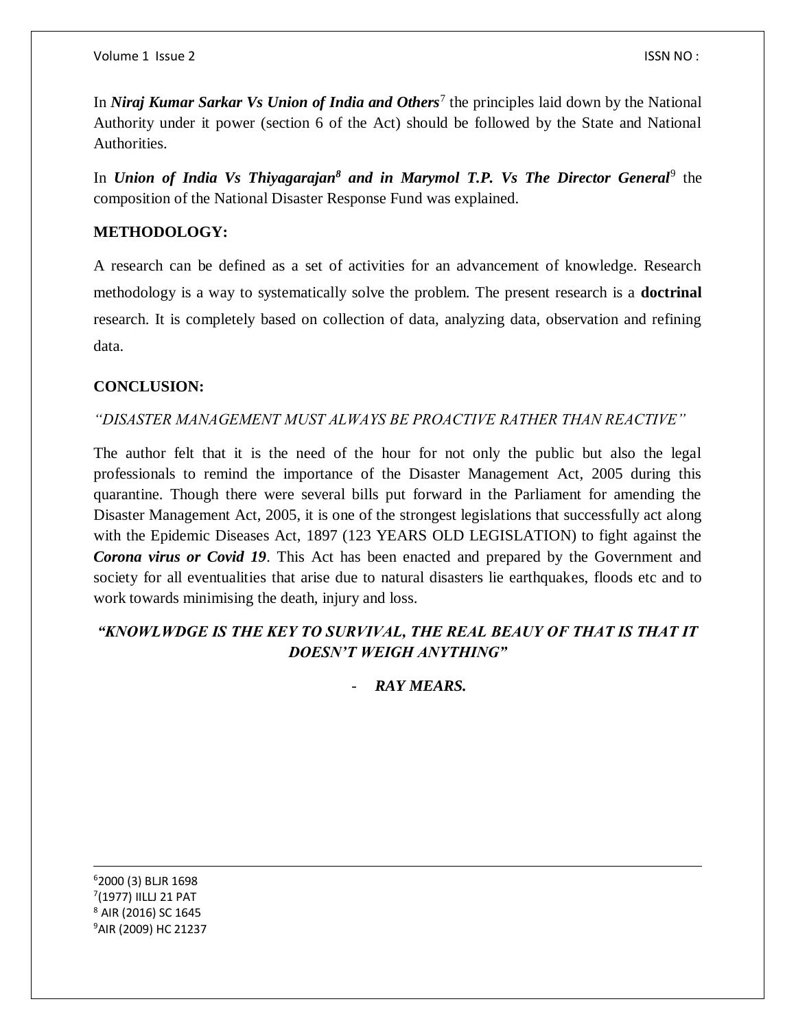In ***Niraj Kumar Sarkar Vs Union of India and Others***[7] the principles laid down by the National Authority under it power (section 6 of the Act) should be followed by the State and National Authorities.

In ***Union of India Vs Thiyagarajan***[8] ***and in Marymol T.P. Vs The Director General***[9] the composition of the National Disaster Response Fund was explained.

**METHODOLOGY:**

A research can be defined as a set of activities for an advancement of knowledge. Research methodology is a way to systematically solve the problem. The present research is a **doctrinal** research. It is completely based on collection of data, analyzing data, observation and refining data.

**CONCLUSION:**

*"DISASTER MANAGEMENT MUST ALWAYS BE PROACTIVE RATHER THAN REACTIVE"*

The author felt that it is the need of the hour for not only the public but also the legal professionals to remind the importance of the Disaster Management Act, 2005 during this quarantine. Though there were several bills put forward in the Parliament for amending the Disaster Management Act, 2005, it is one of the strongest legislations that successfully act along with the Epidemic Diseases Act, 1897 (123 YEARS OLD LEGISLATION) to fight against the ***Corona virus or Covid 19***. This Act has been enacted and prepared by the Government and society for all eventualities that arise due to natural disasters lie earthquakes, floods etc and to work towards minimising the death, injury and loss.

***"KNOWLWDGE IS THE KEY TO SURVIVAL, THE REAL BEAUY OF THAT IS THAT IT DOESN'T WEIGH ANYTHING"***

- ***RAY MEARS.***

---

[6] 2000 (3) BLJR 1698
[7] (1977) IILLJ 21 PAT
[8] AIR (2016) SC 1645
[9] AIR (2009) HC 21237